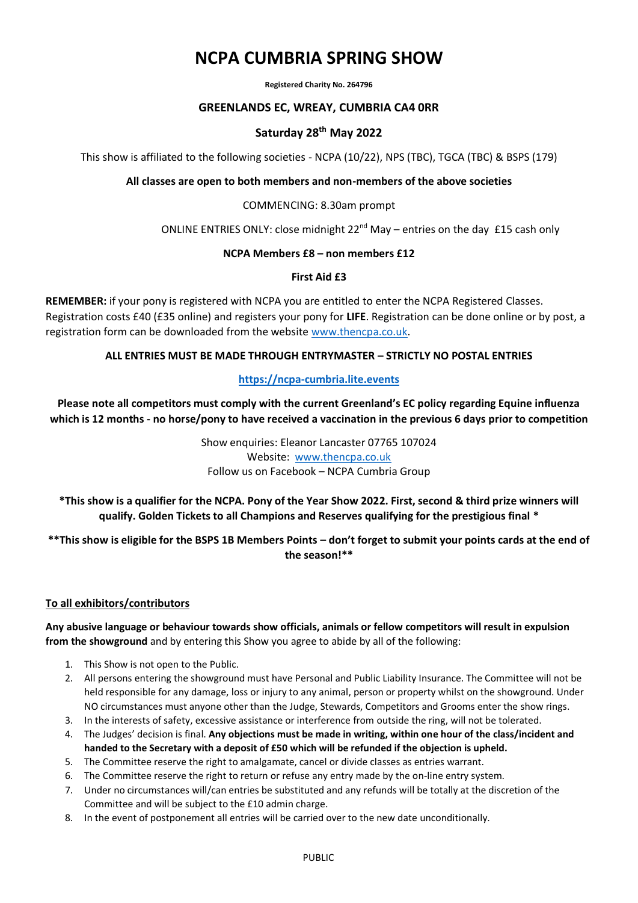# NCPA CUMBRIA SPRING SHOW

**Registered Charity No. 264796**

**GREENLANDS EC, WREAY, CUMBRIA CA4 0RR**

**Saturday 28th May 2022**

This show is affiliated to the following societies - NCPA (10/22), NPS (TBC), TGCA (TBC) & BSPS (179)

**All classes are open to both members and non-members of the above societies**

COMMENCING: 8.30am prompt

ONLINE ENTRIES ONLY: close midnight 22nd May – entries on the day £15 cash only

**NCPA Members £8 – non members £12**

**First Aid £3**

**REMEMBER:** if your pony is registered with NCPA you are entitled to enter the NCPA Registered Classes. Registration costs £40 (£35 online) and registers your pony for **LIFE**. Registration can be done online or by post, a registration form can be downloaded from the website www.thencpa.co.uk.

**ALL ENTRIES MUST BE MADE THROUGH ENTRYMASTER – STRICTLY NO POSTAL ENTRIES**

**https://ncpa-cumbria.lite.events**

**Please note all competitors must comply with the current Greenland's EC policy regarding Equine influenza which is 12 months - no horse/pony to have received a vaccination in the previous 6 days prior to competition**

Show enquiries: Eleanor Lancaster 07765 107024
Website: www.thencpa.co.uk
Follow us on Facebook – NCPA Cumbria Group

**\*This show is a qualifier for the NCPA. Pony of the Year Show 2022. First, second & third prize winners will qualify. Golden Tickets to all Champions and Reserves qualifying for the prestigious final \***

**\*\*This show is eligible for the BSPS 1B Members Points – don't forget to submit your points cards at the end of the season!\*\***

## To all exhibitors/contributors

**Any abusive language or behaviour towards show officials, animals or fellow competitors will result in expulsion from the showground** and by entering this Show you agree to abide by all of the following:

1. This Show is not open to the Public.
2. All persons entering the showground must have Personal and Public Liability Insurance. The Committee will not be held responsible for any damage, loss or injury to any animal, person or property whilst on the showground. Under NO circumstances must anyone other than the Judge, Stewards, Competitors and Grooms enter the show rings.
3. In the interests of safety, excessive assistance or interference from outside the ring, will not be tolerated.
4. The Judges' decision is final. **Any objections must be made in writing, within one hour of the class/incident and handed to the Secretary with a deposit of £50 which will be refunded if the objection is upheld.**
5. The Committee reserve the right to amalgamate, cancel or divide classes as entries warrant.
6. The Committee reserve the right to return or refuse any entry made by the on-line entry system.
7. Under no circumstances will/can entries be substituted and any refunds will be totally at the discretion of the Committee and will be subject to the £10 admin charge.
8. In the event of postponement all entries will be carried over to the new date unconditionally.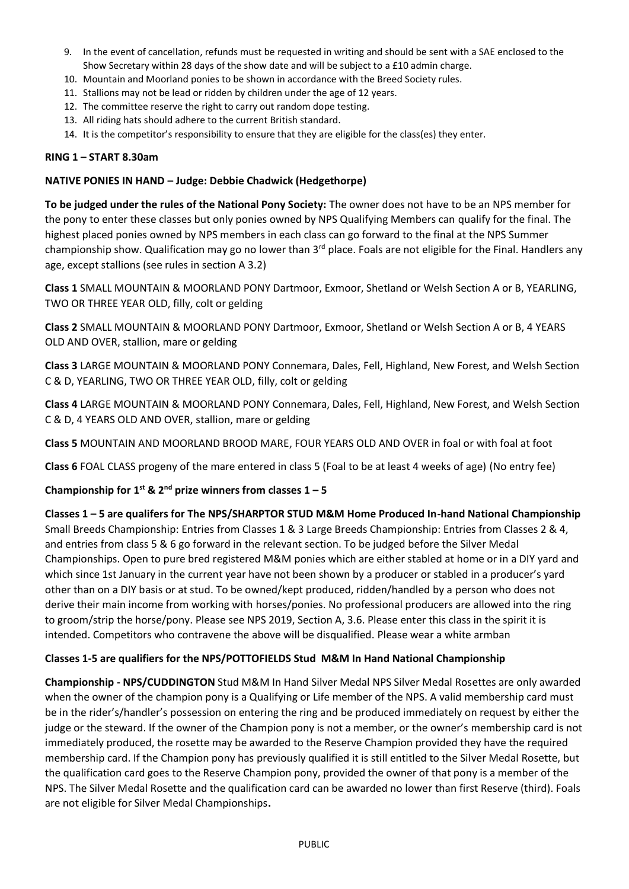9. In the event of cancellation, refunds must be requested in writing and should be sent with a SAE enclosed to the Show Secretary within 28 days of the show date and will be subject to a £10 admin charge.
10. Mountain and Moorland ponies to be shown in accordance with the Breed Society rules.
11. Stallions may not be lead or ridden by children under the age of 12 years.
12. The committee reserve the right to carry out random dope testing.
13. All riding hats should adhere to the current British standard.
14. It is the competitor's responsibility to ensure that they are eligible for the class(es) they enter.

**RING 1 – START 8.30am**

**NATIVE PONIES IN HAND – Judge: Debbie Chadwick (Hedgethorpe)**

**To be judged under the rules of the National Pony Society:** The owner does not have to be an NPS member for the pony to enter these classes but only ponies owned by NPS Qualifying Members can qualify for the final. The highest placed ponies owned by NPS members in each class can go forward to the final at the NPS Summer championship show. Qualification may go no lower than 3rd place. Foals are not eligible for the Final. Handlers any age, except stallions (see rules in section A 3.2)

**Class 1** SMALL MOUNTAIN & MOORLAND PONY Dartmoor, Exmoor, Shetland or Welsh Section A or B, YEARLING, TWO OR THREE YEAR OLD, filly, colt or gelding

**Class 2** SMALL MOUNTAIN & MOORLAND PONY Dartmoor, Exmoor, Shetland or Welsh Section A or B, 4 YEARS OLD AND OVER, stallion, mare or gelding

**Class 3** LARGE MOUNTAIN & MOORLAND PONY Connemara, Dales, Fell, Highland, New Forest, and Welsh Section C & D, YEARLING, TWO OR THREE YEAR OLD, filly, colt or gelding

**Class 4** LARGE MOUNTAIN & MOORLAND PONY Connemara, Dales, Fell, Highland, New Forest, and Welsh Section C & D, 4 YEARS OLD AND OVER, stallion, mare or gelding

**Class 5** MOUNTAIN AND MOORLAND BROOD MARE, FOUR YEARS OLD AND OVER in foal or with foal at foot

**Class 6** FOAL CLASS progeny of the mare entered in class 5 (Foal to be at least 4 weeks of age) (No entry fee)

**Championship for 1st & 2nd prize winners from classes 1 – 5**

**Classes 1 – 5 are qualifers for The NPS/SHARPTOR STUD M&M Home Produced In-hand National Championship** Small Breeds Championship: Entries from Classes 1 & 3 Large Breeds Championship: Entries from Classes 2 & 4, and entries from class 5 & 6 go forward in the relevant section. To be judged before the Silver Medal Championships. Open to pure bred registered M&M ponies which are either stabled at home or in a DIY yard and which since 1st January in the current year have not been shown by a producer or stabled in a producer's yard other than on a DIY basis or at stud. To be owned/kept produced, ridden/handled by a person who does not derive their main income from working with horses/ponies. No professional producers are allowed into the ring to groom/strip the horse/pony. Please see NPS 2019, Section A, 3.6. Please enter this class in the spirit it is intended. Competitors who contravene the above will be disqualified. Please wear a white armban

**Classes 1-5 are qualifiers for the NPS/POTTOFIELDS Stud M&M In Hand National Championship**

**Championship - NPS/CUDDINGTON** Stud M&M In Hand Silver Medal NPS Silver Medal Rosettes are only awarded when the owner of the champion pony is a Qualifying or Life member of the NPS. A valid membership card must be in the rider's/handler's possession on entering the ring and be produced immediately on request by either the judge or the steward. If the owner of the Champion pony is not a member, or the owner's membership card is not immediately produced, the rosette may be awarded to the Reserve Champion provided they have the required membership card. If the Champion pony has previously qualified it is still entitled to the Silver Medal Rosette, but the qualification card goes to the Reserve Champion pony, provided the owner of that pony is a member of the NPS. The Silver Medal Rosette and the qualification card can be awarded no lower than first Reserve (third). Foals are not eligible for Silver Medal Championships**.**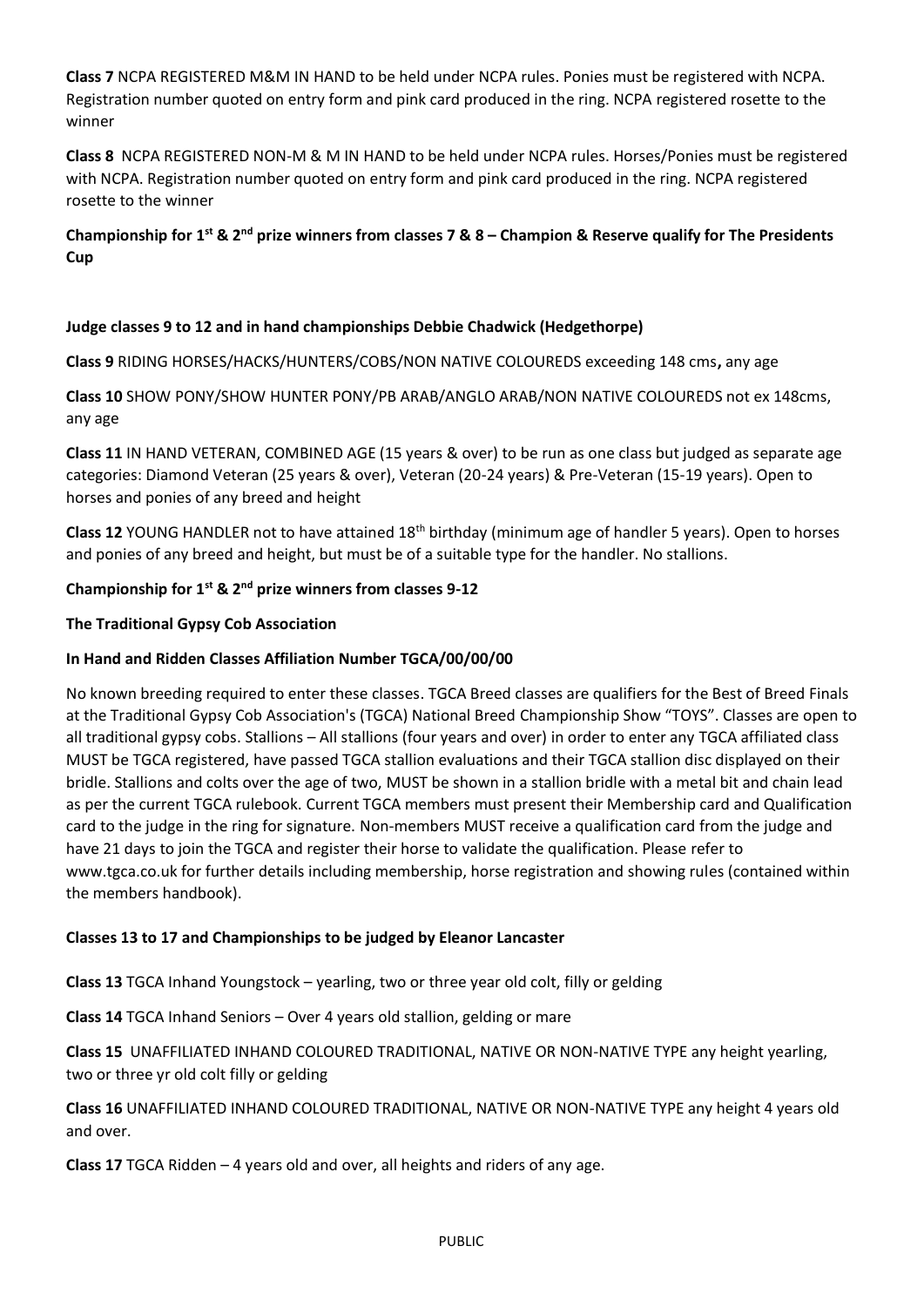**Class 7** NCPA REGISTERED M&M IN HAND to be held under NCPA rules. Ponies must be registered with NCPA. Registration number quoted on entry form and pink card produced in the ring. NCPA registered rosette to the winner

**Class 8** NCPA REGISTERED NON-M & M IN HAND to be held under NCPA rules. Horses/Ponies must be registered with NCPA. Registration number quoted on entry form and pink card produced in the ring. NCPA registered rosette to the winner

**Championship for 1st & 2nd prize winners from classes 7 & 8 – Champion & Reserve qualify for The Presidents Cup**

**Judge classes 9 to 12 and in hand championships Debbie Chadwick (Hedgethorpe)**

**Class 9** RIDING HORSES/HACKS/HUNTERS/COBS/NON NATIVE COLOUREDS exceeding 148 cms**,** any age

**Class 10** SHOW PONY/SHOW HUNTER PONY/PB ARAB/ANGLO ARAB/NON NATIVE COLOUREDS not ex 148cms, any age

**Class 11** IN HAND VETERAN, COMBINED AGE (15 years & over) to be run as one class but judged as separate age categories: Diamond Veteran (25 years & over), Veteran (20-24 years) & Pre-Veteran (15-19 years). Open to horses and ponies of any breed and height

**Class 12** YOUNG HANDLER not to have attained 18th birthday (minimum age of handler 5 years). Open to horses and ponies of any breed and height, but must be of a suitable type for the handler. No stallions.

**Championship for 1st & 2nd prize winners from classes 9-12**

**The Traditional Gypsy Cob Association**

**In Hand and Ridden Classes Affiliation Number TGCA/00/00/00**

No known breeding required to enter these classes. TGCA Breed classes are qualifiers for the Best of Breed Finals at the Traditional Gypsy Cob Association's (TGCA) National Breed Championship Show "TOYS". Classes are open to all traditional gypsy cobs. Stallions – All stallions (four years and over) in order to enter any TGCA affiliated class MUST be TGCA registered, have passed TGCA stallion evaluations and their TGCA stallion disc displayed on their bridle. Stallions and colts over the age of two, MUST be shown in a stallion bridle with a metal bit and chain lead as per the current TGCA rulebook. Current TGCA members must present their Membership card and Qualification card to the judge in the ring for signature. Non-members MUST receive a qualification card from the judge and have 21 days to join the TGCA and register their horse to validate the qualification. Please refer to www.tgca.co.uk for further details including membership, horse registration and showing rules (contained within the members handbook).

**Classes 13 to 17 and Championships to be judged by Eleanor Lancaster**

**Class 13** TGCA Inhand Youngstock – yearling, two or three year old colt, filly or gelding

**Class 14** TGCA Inhand Seniors – Over 4 years old stallion, gelding or mare

**Class 15** UNAFFILIATED INHAND COLOURED TRADITIONAL, NATIVE OR NON-NATIVE TYPE any height yearling, two or three yr old colt filly or gelding

**Class 16** UNAFFILIATED INHAND COLOURED TRADITIONAL, NATIVE OR NON-NATIVE TYPE any height 4 years old and over.

**Class 17** TGCA Ridden – 4 years old and over, all heights and riders of any age.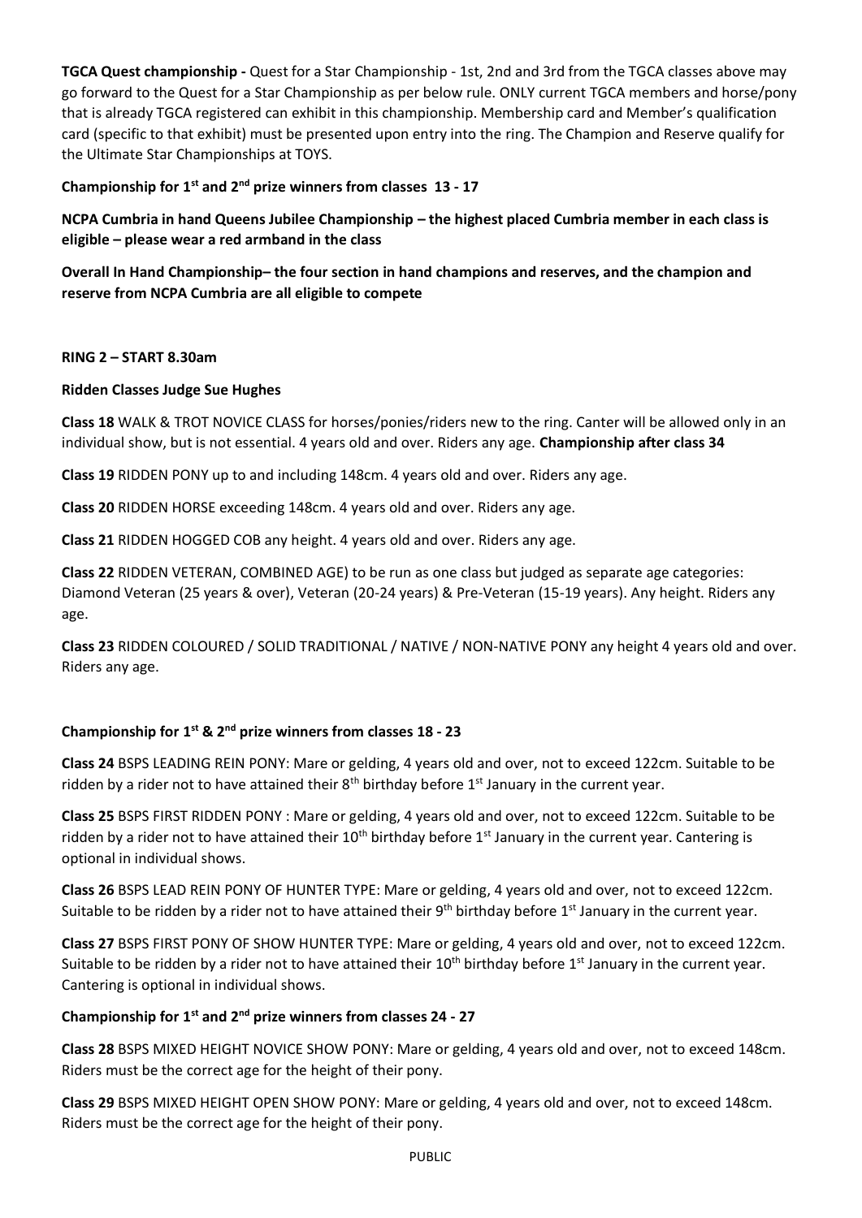**TGCA Quest championship -** Quest for a Star Championship - 1st, 2nd and 3rd from the TGCA classes above may go forward to the Quest for a Star Championship as per below rule. ONLY current TGCA members and horse/pony that is already TGCA registered can exhibit in this championship. Membership card and Member's qualification card (specific to that exhibit) must be presented upon entry into the ring. The Champion and Reserve qualify for the Ultimate Star Championships at TOYS.

**Championship for 1st and 2nd prize winners from classes 13 - 17**

**NCPA Cumbria in hand Queens Jubilee Championship – the highest placed Cumbria member in each class is eligible – please wear a red armband in the class**

**Overall In Hand Championship– the four section in hand champions and reserves, and the champion and reserve from NCPA Cumbria are all eligible to compete**

**RING 2 – START 8.30am**

**Ridden Classes Judge Sue Hughes**

**Class 18** WALK & TROT NOVICE CLASS for horses/ponies/riders new to the ring. Canter will be allowed only in an individual show, but is not essential. 4 years old and over. Riders any age. **Championship after class 34**

**Class 19** RIDDEN PONY up to and including 148cm. 4 years old and over. Riders any age.

**Class 20** RIDDEN HORSE exceeding 148cm. 4 years old and over. Riders any age.

**Class 21** RIDDEN HOGGED COB any height. 4 years old and over. Riders any age.

**Class 22** RIDDEN VETERAN, COMBINED AGE) to be run as one class but judged as separate age categories: Diamond Veteran (25 years & over), Veteran (20-24 years) & Pre-Veteran (15-19 years). Any height. Riders any age.

**Class 23** RIDDEN COLOURED / SOLID TRADITIONAL / NATIVE / NON-NATIVE PONY any height 4 years old and over. Riders any age.

**Championship for 1st & 2nd prize winners from classes 18 - 23**

**Class 24** BSPS LEADING REIN PONY: Mare or gelding, 4 years old and over, not to exceed 122cm. Suitable to be ridden by a rider not to have attained their 8th birthday before 1st January in the current year.

**Class 25** BSPS FIRST RIDDEN PONY : Mare or gelding, 4 years old and over, not to exceed 122cm. Suitable to be ridden by a rider not to have attained their 10th birthday before 1st January in the current year. Cantering is optional in individual shows.

**Class 26** BSPS LEAD REIN PONY OF HUNTER TYPE: Mare or gelding, 4 years old and over, not to exceed 122cm. Suitable to be ridden by a rider not to have attained their 9th birthday before 1st January in the current year.

**Class 27** BSPS FIRST PONY OF SHOW HUNTER TYPE: Mare or gelding, 4 years old and over, not to exceed 122cm. Suitable to be ridden by a rider not to have attained their 10th birthday before 1st January in the current year. Cantering is optional in individual shows.

**Championship for 1st and 2nd prize winners from classes 24 - 27**

**Class 28** BSPS MIXED HEIGHT NOVICE SHOW PONY: Mare or gelding, 4 years old and over, not to exceed 148cm. Riders must be the correct age for the height of their pony.

**Class 29** BSPS MIXED HEIGHT OPEN SHOW PONY: Mare or gelding, 4 years old and over, not to exceed 148cm. Riders must be the correct age for the height of their pony.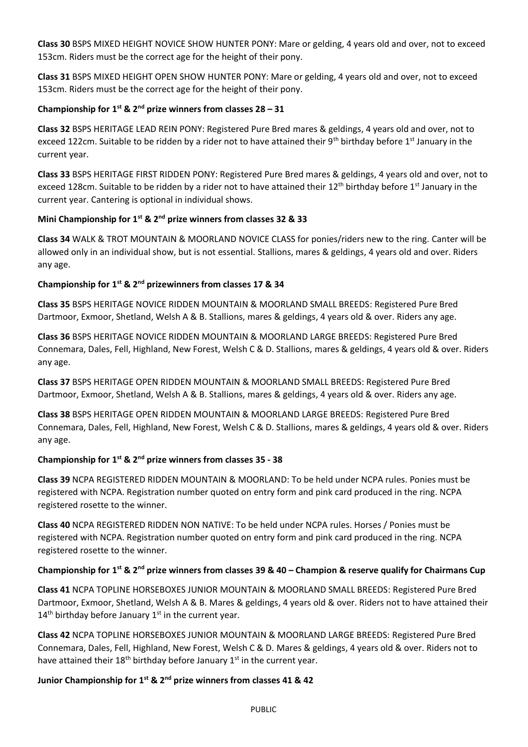**Class 30** BSPS MIXED HEIGHT NOVICE SHOW HUNTER PONY: Mare or gelding, 4 years old and over, not to exceed 153cm. Riders must be the correct age for the height of their pony.

**Class 31** BSPS MIXED HEIGHT OPEN SHOW HUNTER PONY: Mare or gelding, 4 years old and over, not to exceed 153cm. Riders must be the correct age for the height of their pony.

**Championship for 1st & 2nd prize winners from classes 28 – 31**

**Class 32** BSPS HERITAGE LEAD REIN PONY: Registered Pure Bred mares & geldings, 4 years old and over, not to exceed 122cm. Suitable to be ridden by a rider not to have attained their 9th birthday before 1st January in the current year.

**Class 33** BSPS HERITAGE FIRST RIDDEN PONY: Registered Pure Bred mares & geldings, 4 years old and over, not to exceed 128cm. Suitable to be ridden by a rider not to have attained their 12th birthday before 1st January in the current year. Cantering is optional in individual shows.

**Mini Championship for 1st & 2nd prize winners from classes 32 & 33**

**Class 34** WALK & TROT MOUNTAIN & MOORLAND NOVICE CLASS for ponies/riders new to the ring. Canter will be allowed only in an individual show, but is not essential. Stallions, mares & geldings, 4 years old and over. Riders any age.

**Championship for 1st & 2nd prizewinners from classes 17 & 34**

**Class 35** BSPS HERITAGE NOVICE RIDDEN MOUNTAIN & MOORLAND SMALL BREEDS: Registered Pure Bred Dartmoor, Exmoor, Shetland, Welsh A & B. Stallions, mares & geldings, 4 years old & over. Riders any age.

**Class 36** BSPS HERITAGE NOVICE RIDDEN MOUNTAIN & MOORLAND LARGE BREEDS: Registered Pure Bred Connemara, Dales, Fell, Highland, New Forest, Welsh C & D. Stallions, mares & geldings, 4 years old & over. Riders any age.

**Class 37** BSPS HERITAGE OPEN RIDDEN MOUNTAIN & MOORLAND SMALL BREEDS: Registered Pure Bred Dartmoor, Exmoor, Shetland, Welsh A & B. Stallions, mares & geldings, 4 years old & over. Riders any age.

**Class 38** BSPS HERITAGE OPEN RIDDEN MOUNTAIN & MOORLAND LARGE BREEDS: Registered Pure Bred Connemara, Dales, Fell, Highland, New Forest, Welsh C & D. Stallions, mares & geldings, 4 years old & over. Riders any age.

**Championship for 1st & 2nd prize winners from classes 35 - 38**

**Class 39** NCPA REGISTERED RIDDEN MOUNTAIN & MOORLAND: To be held under NCPA rules. Ponies must be registered with NCPA. Registration number quoted on entry form and pink card produced in the ring. NCPA registered rosette to the winner.

**Class 40** NCPA REGISTERED RIDDEN NON NATIVE: To be held under NCPA rules. Horses / Ponies must be registered with NCPA. Registration number quoted on entry form and pink card produced in the ring. NCPA registered rosette to the winner.

**Championship for 1st & 2nd prize winners from classes 39 & 40 – Champion & reserve qualify for Chairmans Cup**

**Class 41** NCPA TOPLINE HORSEBOXES JUNIOR MOUNTAIN & MOORLAND SMALL BREEDS: Registered Pure Bred Dartmoor, Exmoor, Shetland, Welsh A & B. Mares & geldings, 4 years old & over. Riders not to have attained their 14th birthday before January 1st in the current year.

**Class 42** NCPA TOPLINE HORSEBOXES JUNIOR MOUNTAIN & MOORLAND LARGE BREEDS: Registered Pure Bred Connemara, Dales, Fell, Highland, New Forest, Welsh C & D. Mares & geldings, 4 years old & over. Riders not to have attained their 18th birthday before January 1st in the current year.

**Junior Championship for 1st & 2nd prize winners from classes 41 & 42**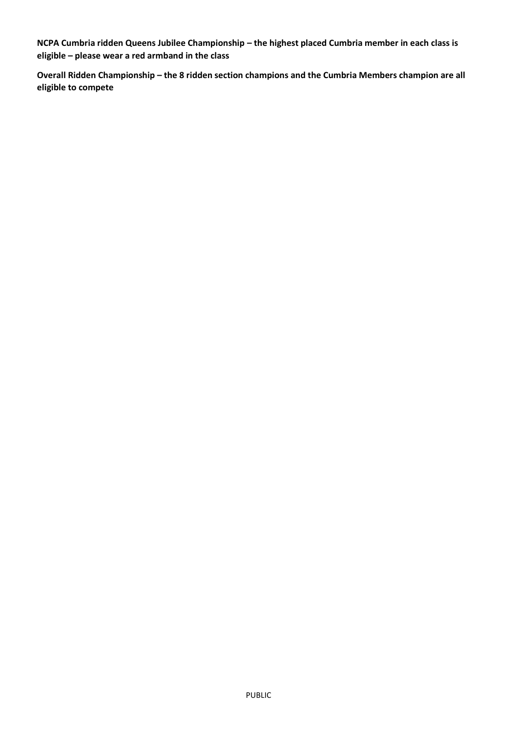**NCPA Cumbria ridden Queens Jubilee Championship – the highest placed Cumbria member in each class is eligible – please wear a red armband in the class**

**Overall Ridden Championship – the 8 ridden section champions and the Cumbria Members champion are all eligible to compete**

PUBLIC